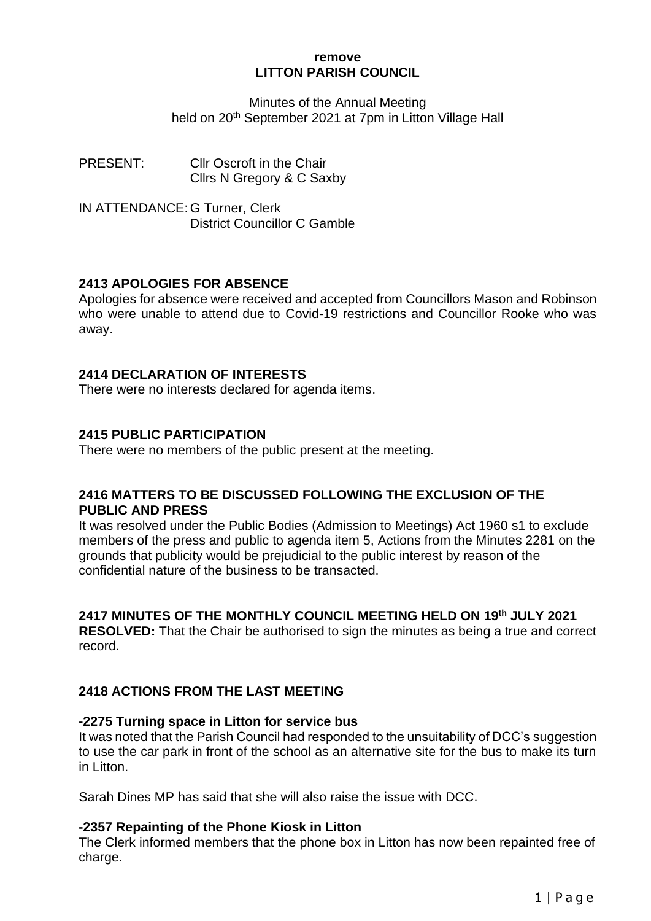**remove**
# LITTON PARISH COUNCIL

Minutes of the Annual Meeting
held on 20th September 2021 at 7pm in Litton Village Hall

PRESENT: Cllr Oscroft in the Chair
Cllrs N Gregory & C Saxby

IN ATTENDANCE: G Turner, Clerk
District Councillor C Gamble

## 2413 APOLOGIES FOR ABSENCE

Apologies for absence were received and accepted from Councillors Mason and Robinson who were unable to attend due to Covid-19 restrictions and Councillor Rooke who was away.

## 2414 DECLARATION OF INTERESTS

There were no interests declared for agenda items.

## 2415 PUBLIC PARTICIPATION

There were no members of the public present at the meeting.

## 2416 MATTERS TO BE DISCUSSED FOLLOWING THE EXCLUSION OF THE PUBLIC AND PRESS

It was resolved under the Public Bodies (Admission to Meetings) Act 1960 s1 to exclude members of the press and public to agenda item 5, Actions from the Minutes 2281 on the grounds that publicity would be prejudicial to the public interest by reason of the confidential nature of the business to be transacted.

## 2417 MINUTES OF THE MONTHLY COUNCIL MEETING HELD ON 19th JULY 2021

**RESOLVED:** That the Chair be authorised to sign the minutes as being a true and correct record.

## 2418 ACTIONS FROM THE LAST MEETING

### -2275 Turning space in Litton for service bus

It was noted that the Parish Council had responded to the unsuitability of DCC's suggestion to use the car park in front of the school as an alternative site for the bus to make its turn in Litton.

Sarah Dines MP has said that she will also raise the issue with DCC.

### -2357 Repainting of the Phone Kiosk in Litton

The Clerk informed members that the phone box in Litton has now been repainted free of charge.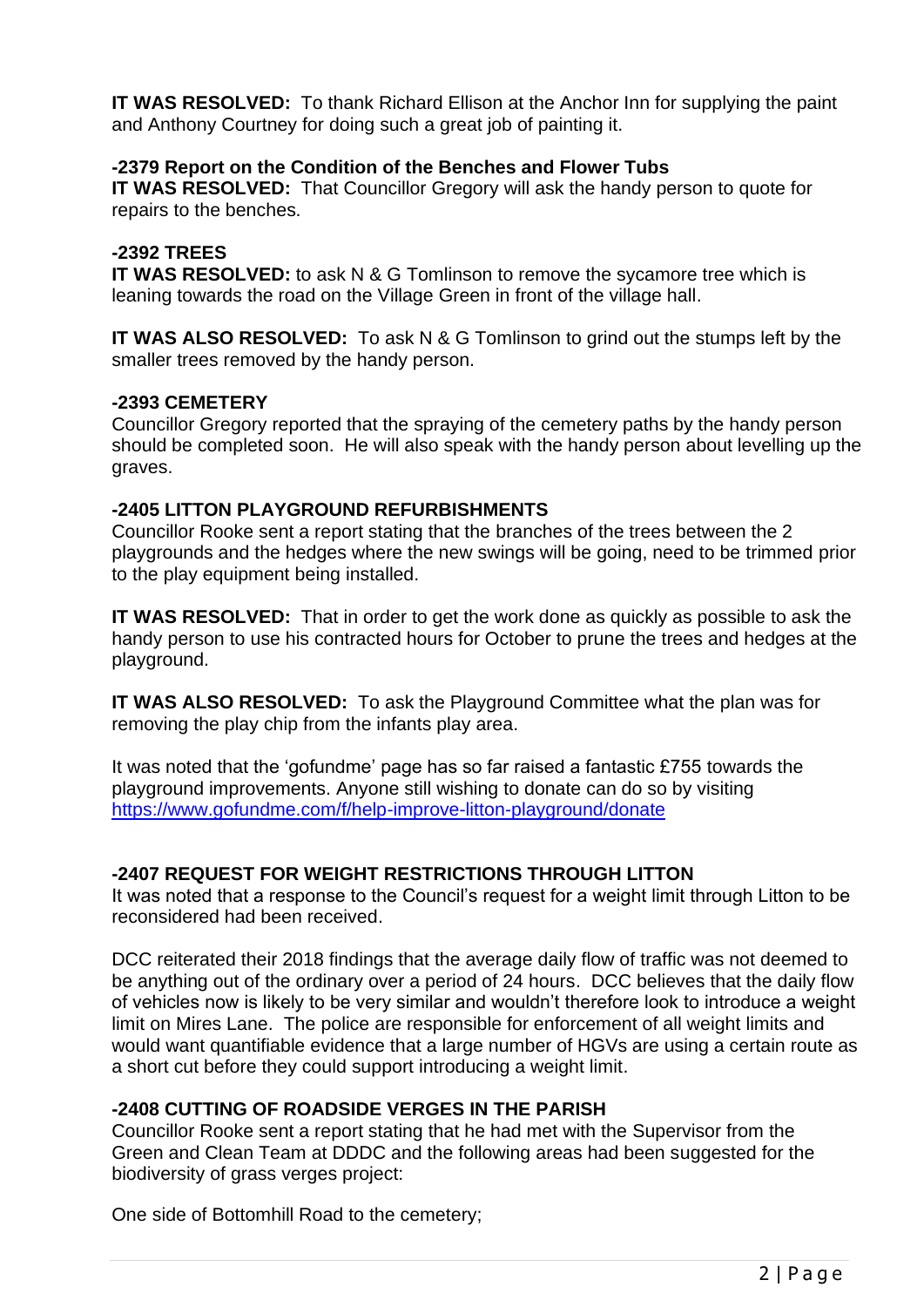**IT WAS RESOLVED:** To thank Richard Ellison at the Anchor Inn for supplying the paint and Anthony Courtney for doing such a great job of painting it.

**-2379 Report on the Condition of the Benches and Flower Tubs**

**IT WAS RESOLVED:** That Councillor Gregory will ask the handy person to quote for repairs to the benches.

**-2392 TREES**

**IT WAS RESOLVED:** to ask N & G Tomlinson to remove the sycamore tree which is leaning towards the road on the Village Green in front of the village hall.

**IT WAS ALSO RESOLVED:** To ask N & G Tomlinson to grind out the stumps left by the smaller trees removed by the handy person.

**-2393 CEMETERY**

Councillor Gregory reported that the spraying of the cemetery paths by the handy person should be completed soon. He will also speak with the handy person about levelling up the graves.

**-2405 LITTON PLAYGROUND REFURBISHMENTS**

Councillor Rooke sent a report stating that the branches of the trees between the 2 playgrounds and the hedges where the new swings will be going, need to be trimmed prior to the play equipment being installed.

**IT WAS RESOLVED:** That in order to get the work done as quickly as possible to ask the handy person to use his contracted hours for October to prune the trees and hedges at the playground.

**IT WAS ALSO RESOLVED:** To ask the Playground Committee what the plan was for removing the play chip from the infants play area.

It was noted that the 'gofundme' page has so far raised a fantastic £755 towards the playground improvements. Anyone still wishing to donate can do so by visiting [https://www.gofundme.com/f/help-improve-litton-playground/donate](https://www.gofundme.com/f/help-improve-litton-playground/donate)

**-2407 REQUEST FOR WEIGHT RESTRICTIONS THROUGH LITTON**

It was noted that a response to the Council's request for a weight limit through Litton to be reconsidered had been received.

DCC reiterated their 2018 findings that the average daily flow of traffic was not deemed to be anything out of the ordinary over a period of 24 hours. DCC believes that the daily flow of vehicles now is likely to be very similar and wouldn't therefore look to introduce a weight limit on Mires Lane. The police are responsible for enforcement of all weight limits and would want quantifiable evidence that a large number of HGVs are using a certain route as a short cut before they could support introducing a weight limit.

**-2408 CUTTING OF ROADSIDE VERGES IN THE PARISH**

Councillor Rooke sent a report stating that he had met with the Supervisor from the Green and Clean Team at DDDC and the following areas had been suggested for the biodiversity of grass verges project:

One side of Bottomhill Road to the cemetery;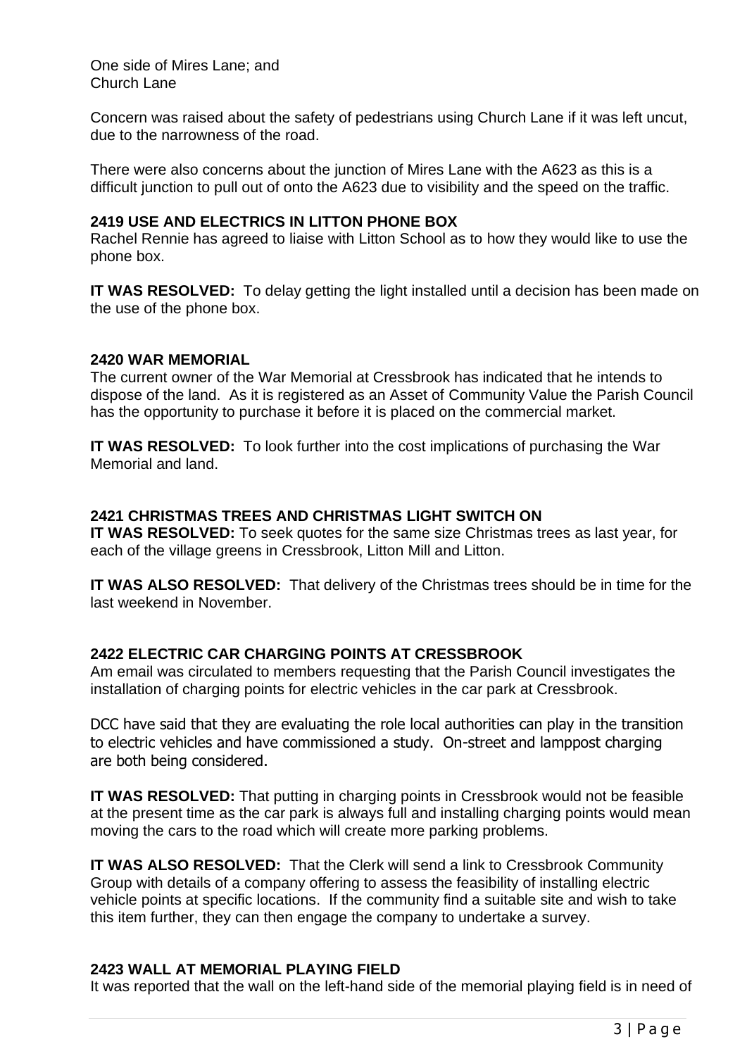One side of Mires Lane; and
Church Lane

Concern was raised about the safety of pedestrians using Church Lane if it was left uncut, due to the narrowness of the road.

There were also concerns about the junction of Mires Lane with the A623 as this is a difficult junction to pull out of onto the A623 due to visibility and the speed on the traffic.

**2419 USE AND ELECTRICS IN LITTON PHONE BOX**

Rachel Rennie has agreed to liaise with Litton School as to how they would like to use the phone box.

**IT WAS RESOLVED:** To delay getting the light installed until a decision has been made on the use of the phone box.

**2420 WAR MEMORIAL**

The current owner of the War Memorial at Cressbrook has indicated that he intends to dispose of the land. As it is registered as an Asset of Community Value the Parish Council has the opportunity to purchase it before it is placed on the commercial market.

**IT WAS RESOLVED:** To look further into the cost implications of purchasing the War Memorial and land.

**2421 CHRISTMAS TREES AND CHRISTMAS LIGHT SWITCH ON**

**IT WAS RESOLVED:** To seek quotes for the same size Christmas trees as last year, for each of the village greens in Cressbrook, Litton Mill and Litton.

**IT WAS ALSO RESOLVED:** That delivery of the Christmas trees should be in time for the last weekend in November.

**2422 ELECTRIC CAR CHARGING POINTS AT CRESSBROOK**

Am email was circulated to members requesting that the Parish Council investigates the installation of charging points for electric vehicles in the car park at Cressbrook.

DCC have said that they are evaluating the role local authorities can play in the transition to electric vehicles and have commissioned a study. On-street and lamppost charging are both being considered.

**IT WAS RESOLVED:** That putting in charging points in Cressbrook would not be feasible at the present time as the car park is always full and installing charging points would mean moving the cars to the road which will create more parking problems.

**IT WAS ALSO RESOLVED:** That the Clerk will send a link to Cressbrook Community Group with details of a company offering to assess the feasibility of installing electric vehicle points at specific locations. If the community find a suitable site and wish to take this item further, they can then engage the company to undertake a survey.

**2423 WALL AT MEMORIAL PLAYING FIELD**

It was reported that the wall on the left-hand side of the memorial playing field is in need of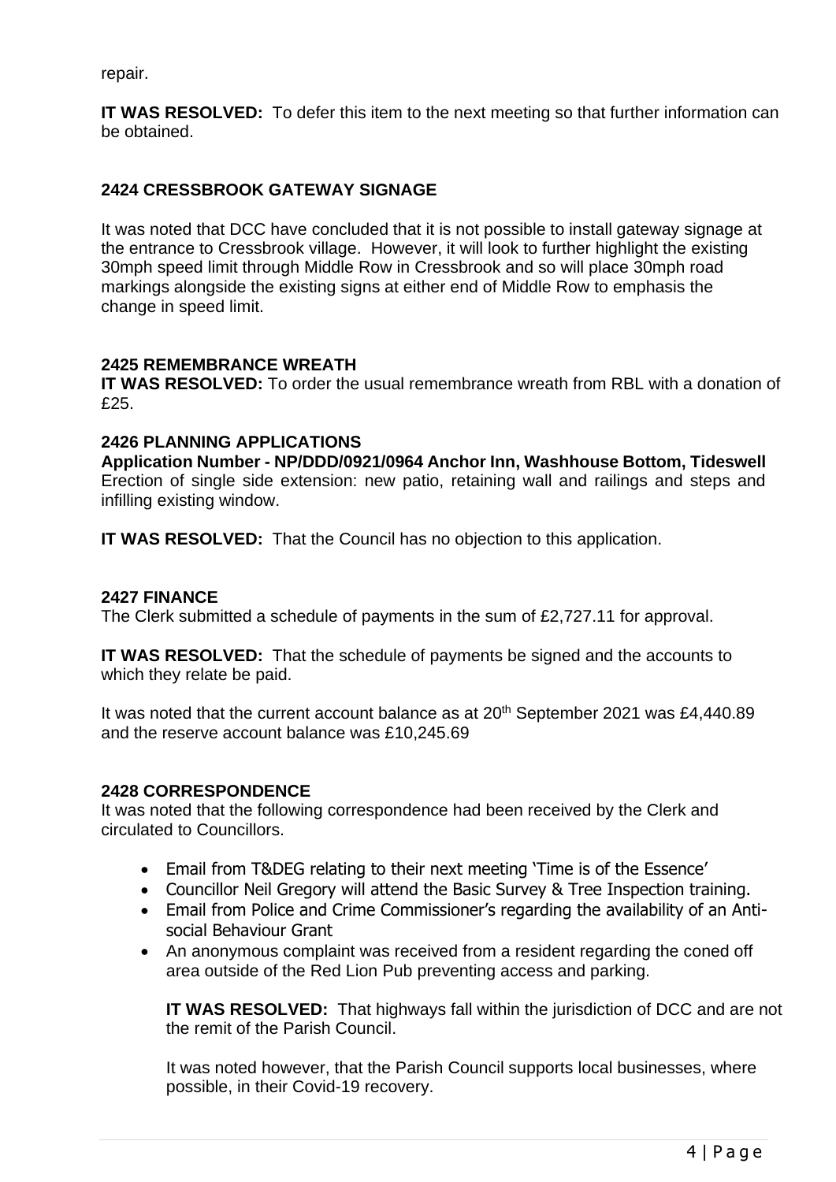repair.

**IT WAS RESOLVED:** To defer this item to the next meeting so that further information can be obtained.

### 2424 CRESSBROOK GATEWAY SIGNAGE

It was noted that DCC have concluded that it is not possible to install gateway signage at the entrance to Cressbrook village. However, it will look to further highlight the existing 30mph speed limit through Middle Row in Cressbrook and so will place 30mph road markings alongside the existing signs at either end of Middle Row to emphasis the change in speed limit.

### 2425 REMEMBRANCE WREATH

**IT WAS RESOLVED:** To order the usual remembrance wreath from RBL with a donation of £25.

### 2426 PLANNING APPLICATIONS

**Application Number - NP/DDD/0921/0964 Anchor Inn, Washhouse Bottom, Tideswell**
Erection of single side extension: new patio, retaining wall and railings and steps and infilling existing window.

**IT WAS RESOLVED:** That the Council has no objection to this application.

### 2427 FINANCE

The Clerk submitted a schedule of payments in the sum of £2,727.11 for approval.

**IT WAS RESOLVED:** That the schedule of payments be signed and the accounts to which they relate be paid.

It was noted that the current account balance as at 20th September 2021 was £4,440.89 and the reserve account balance was £10,245.69

### 2428 CORRESPONDENCE

It was noted that the following correspondence had been received by the Clerk and circulated to Councillors.

- Email from T&DEG relating to their next meeting 'Time is of the Essence'
- Councillor Neil Gregory will attend the Basic Survey & Tree Inspection training.
- Email from Police and Crime Commissioner's regarding the availability of an Anti-social Behaviour Grant
- An anonymous complaint was received from a resident regarding the coned off area outside of the Red Lion Pub preventing access and parking.

  **IT WAS RESOLVED:** That highways fall within the jurisdiction of DCC and are not the remit of the Parish Council.

  It was noted however, that the Parish Council supports local businesses, where possible, in their Covid-19 recovery.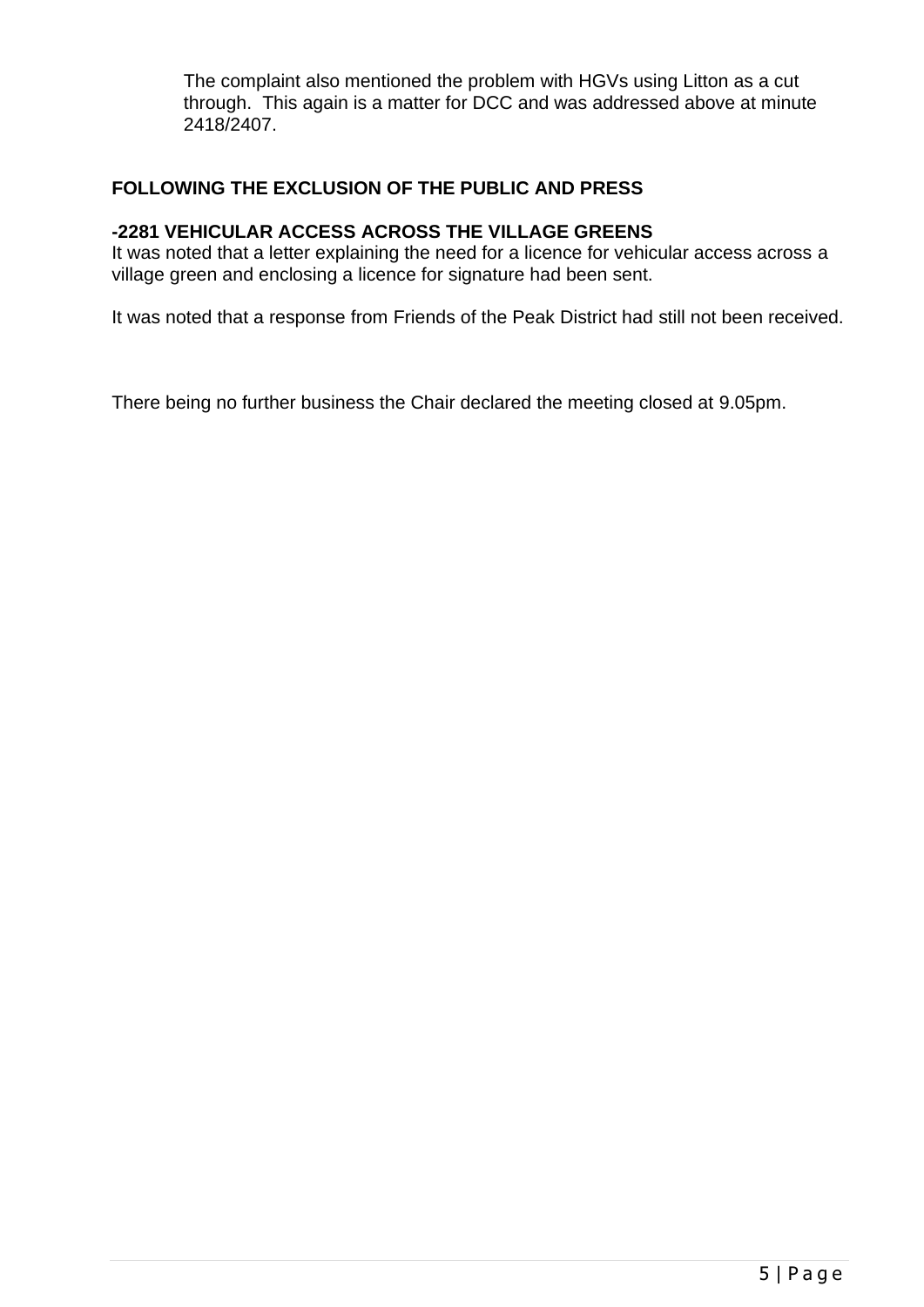The complaint also mentioned the problem with HGVs using Litton as a cut through. This again is a matter for DCC and was addressed above at minute 2418/2407.

**FOLLOWING THE EXCLUSION OF THE PUBLIC AND PRESS**

**-2281 VEHICULAR ACCESS ACROSS THE VILLAGE GREENS**

It was noted that a letter explaining the need for a licence for vehicular access across a village green and enclosing a licence for signature had been sent.

It was noted that a response from Friends of the Peak District had still not been received.

There being no further business the Chair declared the meeting closed at 9.05pm.